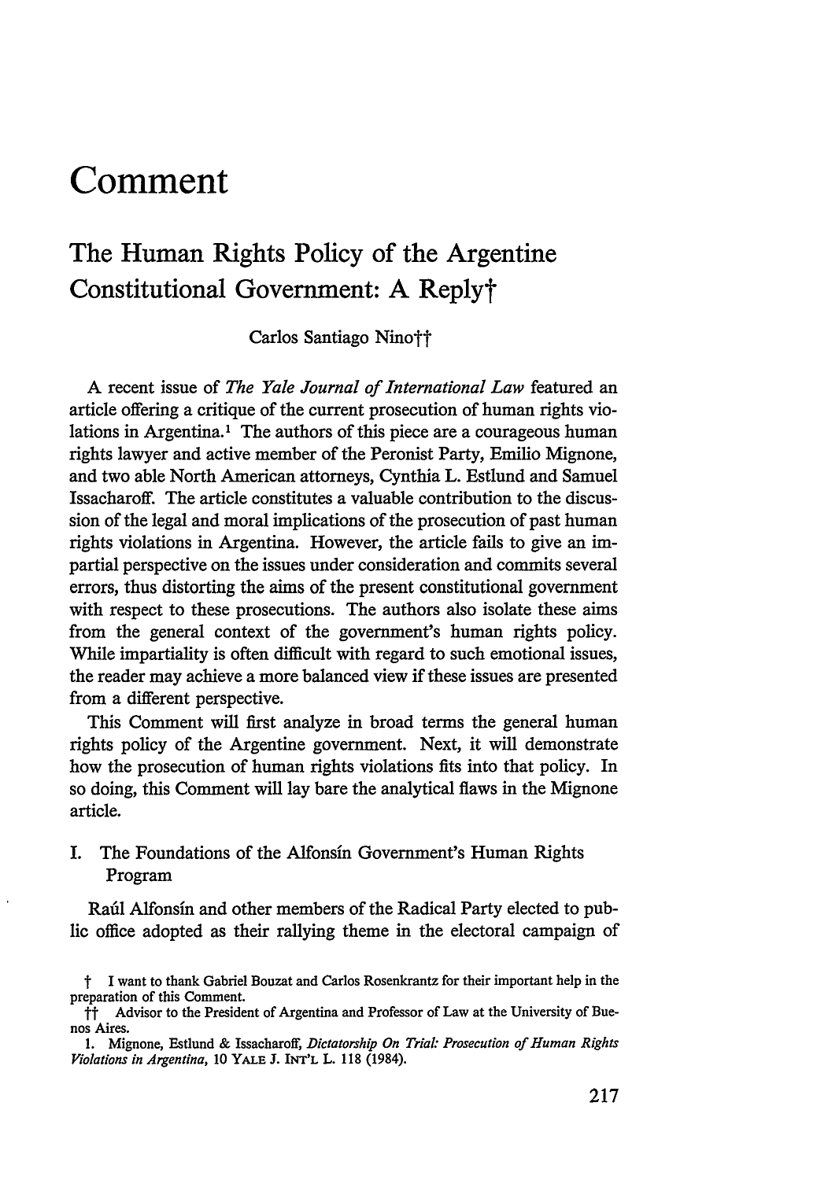# Comment

## The Human Rights Policy of the Argentine Constitutional Government: A Reply†

Carlos Santiago Nino††

A recent issue of *The Yale Journal of International Law* featured an article offering a critique of the current prosecution of human rights violations in Argentina.[1] The authors of this piece are a courageous human rights lawyer and active member of the Peronist Party, Emilio Mignone, and two able North American attorneys, Cynthia L. Estlund and Samuel Issacharoff. The article constitutes a valuable contribution to the discussion of the legal and moral implications of the prosecution of past human rights violations in Argentina. However, the article fails to give an impartial perspective on the issues under consideration and commits several errors, thus distorting the aims of the present constitutional government with respect to these prosecutions. The authors also isolate these aims from the general context of the government's human rights policy. While impartiality is often difficult with regard to such emotional issues, the reader may achieve a more balanced view if these issues are presented from a different perspective.

This Comment will first analyze in broad terms the general human rights policy of the Argentine government. Next, it will demonstrate how the prosecution of human rights violations fits into that policy. In so doing, this Comment will lay bare the analytical flaws in the Mignone article.

### I. The Foundations of the Alfonsín Government's Human Rights Program

Raúl Alfonsín and other members of the Radical Party elected to public office adopted as their rallying theme in the electoral campaign of

† I want to thank Gabriel Bouzat and Carlos Rosenkrantz for their important help in the preparation of this Comment.

†† Advisor to the President of Argentina and Professor of Law at the University of Buenos Aires.

1. Mignone, Estlund & Issacharoff, *Dictatorship On Trial: Prosecution of Human Rights Violations in Argentina*, 10 YALE J. INT'L L. 118 (1984).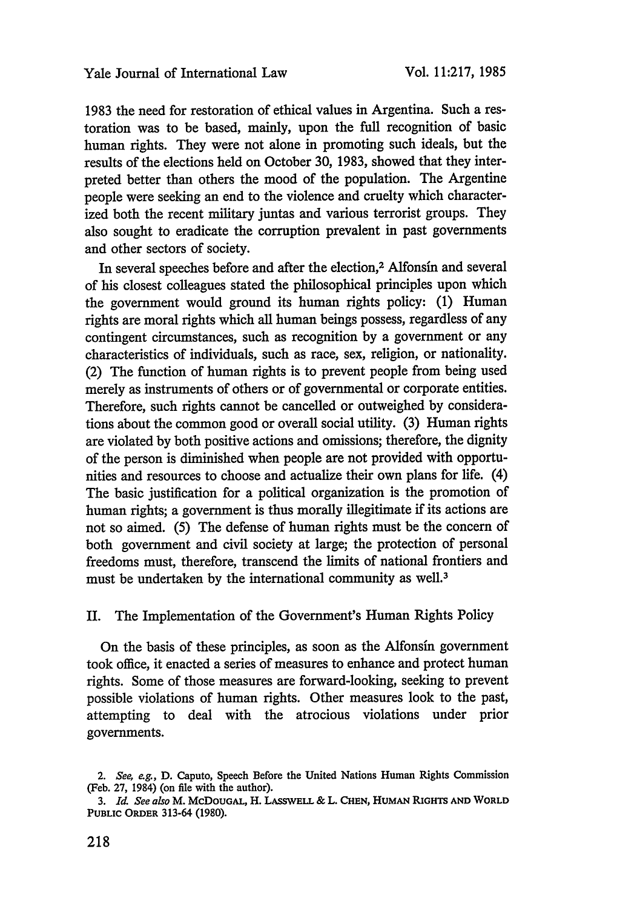1983 the need for restoration of ethical values in Argentina. Such a restoration was to be based, mainly, upon the full recognition of basic human rights. They were not alone in promoting such ideals, but the results of the elections held on October 30, 1983, showed that they interpreted better than others the mood of the population. The Argentine people were seeking an end to the violence and cruelty which characterized both the recent military juntas and various terrorist groups. They also sought to eradicate the corruption prevalent in past governments and other sectors of society.

In several speeches before and after the election,[2] Alfonsín and several of his closest colleagues stated the philosophical principles upon which the government would ground its human rights policy: (1) Human rights are moral rights which all human beings possess, regardless of any contingent circumstances, such as recognition by a government or any characteristics of individuals, such as race, sex, religion, or nationality. (2) The function of human rights is to prevent people from being used merely as instruments of others or of governmental or corporate entities. Therefore, such rights cannot be cancelled or outweighed by considerations about the common good or overall social utility. (3) Human rights are violated by both positive actions and omissions; therefore, the dignity of the person is diminished when people are not provided with opportunities and resources to choose and actualize their own plans for life. (4) The basic justification for a political organization is the promotion of human rights; a government is thus morally illegitimate if its actions are not so aimed. (5) The defense of human rights must be the concern of both government and civil society at large; the protection of personal freedoms must, therefore, transcend the limits of national frontiers and must be undertaken by the international community as well.[3]

## II. The Implementation of the Government's Human Rights Policy

On the basis of these principles, as soon as the Alfonsín government took office, it enacted a series of measures to enhance and protect human rights. Some of those measures are forward-looking, seeking to prevent possible violations of human rights. Other measures look to the past, attempting to deal with the atrocious violations under prior governments.

---

2. *See, e.g.*, D. Caputo, Speech Before the United Nations Human Rights Commission (Feb. 27, 1984) (on file with the author).

3. *Id. See also* M. McDougal, H. Lasswell & L. Chen, Human Rights and World Public Order 313-64 (1980).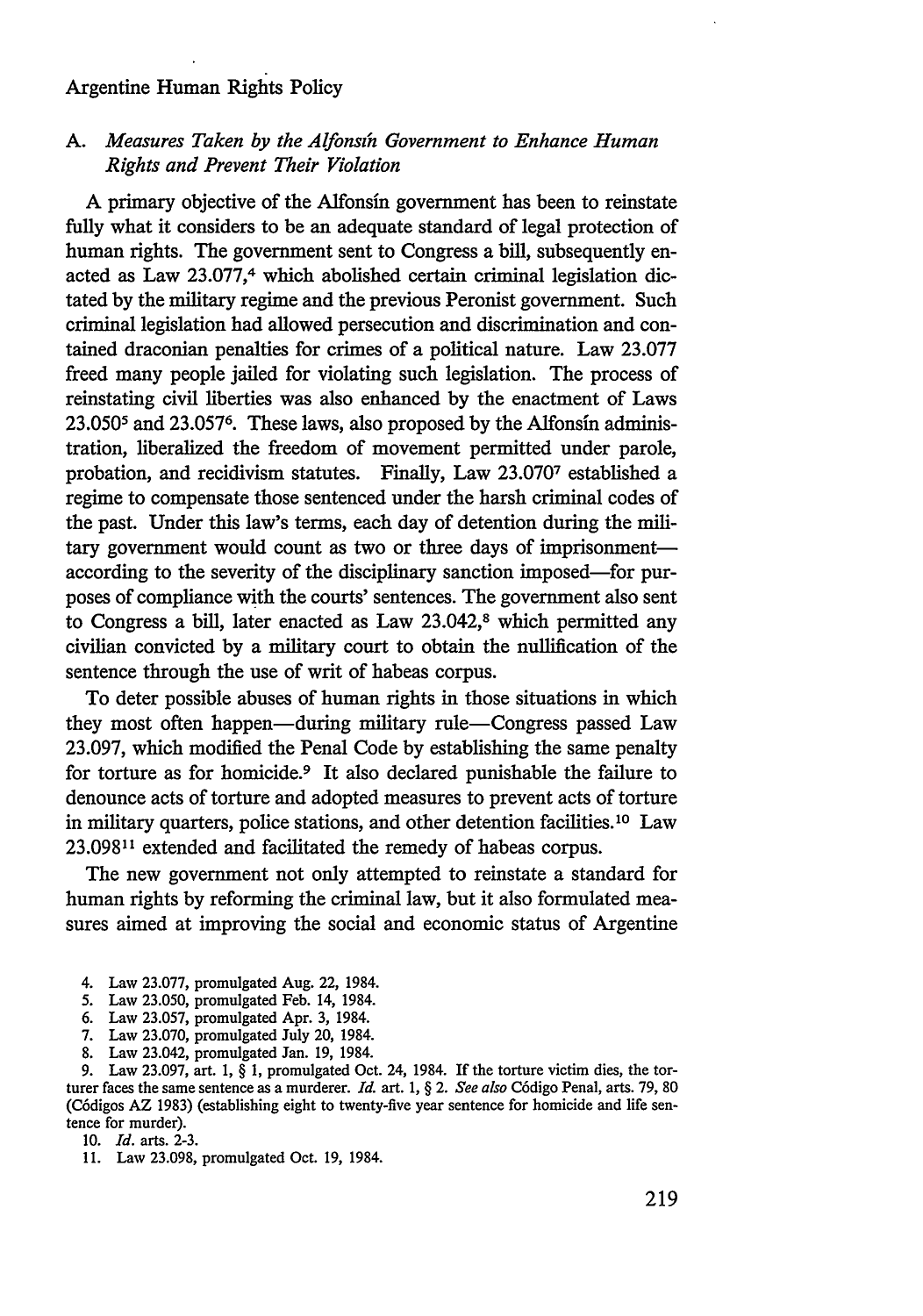### A. *Measures Taken by the Alfonsín Government to Enhance Human Rights and Prevent Their Violation*

A primary objective of the Alfonsín government has been to reinstate fully what it considers to be an adequate standard of legal protection of human rights. The government sent to Congress a bill, subsequently enacted as Law 23.077,[4] which abolished certain criminal legislation dictated by the military regime and the previous Peronist government. Such criminal legislation had allowed persecution and discrimination and contained draconian penalties for crimes of a political nature. Law 23.077 freed many people jailed for violating such legislation. The process of reinstating civil liberties was also enhanced by the enactment of Laws 23.050[5] and 23.057[6]. These laws, also proposed by the Alfonsín administration, liberalized the freedom of movement permitted under parole, probation, and recidivism statutes. Finally, Law 23.070[7] established a regime to compensate those sentenced under the harsh criminal codes of the past. Under this law's terms, each day of detention during the military government would count as two or three days of imprisonment—according to the severity of the disciplinary sanction imposed—for purposes of compliance with the courts' sentences. The government also sent to Congress a bill, later enacted as Law 23.042,[8] which permitted any civilian convicted by a military court to obtain the nullification of the sentence through the use of writ of habeas corpus.

To deter possible abuses of human rights in those situations in which they most often happen—during military rule—Congress passed Law 23.097, which modified the Penal Code by establishing the same penalty for torture as for homicide.[9] It also declared punishable the failure to denounce acts of torture and adopted measures to prevent acts of torture in military quarters, police stations, and other detention facilities.[10] Law 23.098[11] extended and facilitated the remedy of habeas corpus.

The new government not only attempted to reinstate a standard for human rights by reforming the criminal law, but it also formulated measures aimed at improving the social and economic status of Argentine

4. Law 23.077, promulgated Aug. 22, 1984.
5. Law 23.050, promulgated Feb. 14, 1984.
6. Law 23.057, promulgated Apr. 3, 1984.
7. Law 23.070, promulgated July 20, 1984.
8. Law 23.042, promulgated Jan. 19, 1984.
9. Law 23.097, art. 1, § 1, promulgated Oct. 24, 1984. If the torture victim dies, the torturer faces the same sentence as a murderer. *Id.* art. 1, § 2. *See also* Código Penal, arts. 79, 80 (Códigos AZ 1983) (establishing eight to twenty-five year sentence for homicide and life sentence for murder).
10. *Id.* arts. 2-3.
11. Law 23.098, promulgated Oct. 19, 1984.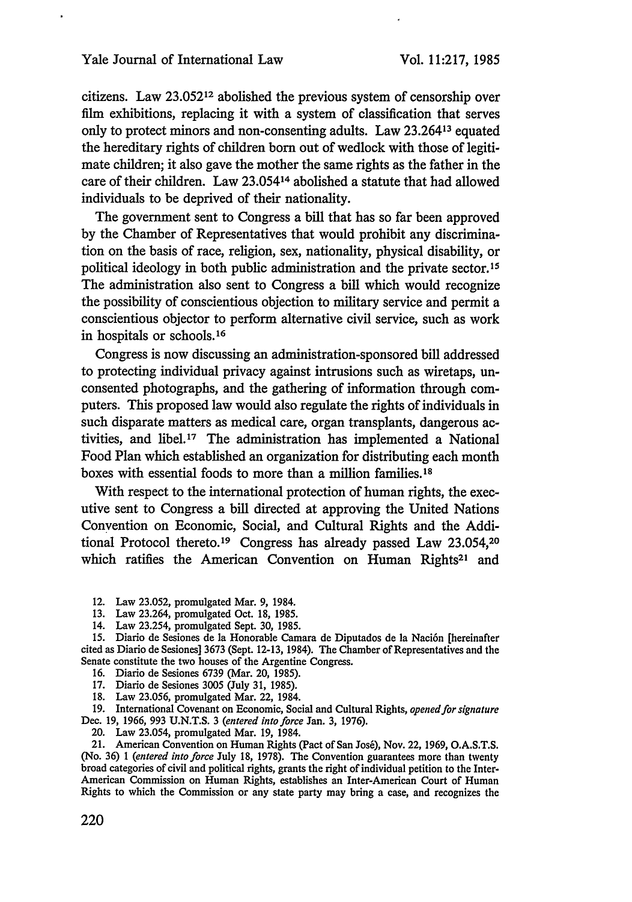citizens. Law 23.052[12] abolished the previous system of censorship over film exhibitions, replacing it with a system of classification that serves only to protect minors and non-consenting adults. Law 23.264[13] equated the hereditary rights of children born out of wedlock with those of legitimate children; it also gave the mother the same rights as the father in the care of their children. Law 23.054[14] abolished a statute that had allowed individuals to be deprived of their nationality.

The government sent to Congress a bill that has so far been approved by the Chamber of Representatives that would prohibit any discrimination on the basis of race, religion, sex, nationality, physical disability, or political ideology in both public administration and the private sector.[15] The administration also sent to Congress a bill which would recognize the possibility of conscientious objection to military service and permit a conscientious objector to perform alternative civil service, such as work in hospitals or schools.[16]

Congress is now discussing an administration-sponsored bill addressed to protecting individual privacy against intrusions such as wiretaps, unconsented photographs, and the gathering of information through computers. This proposed law would also regulate the rights of individuals in such disparate matters as medical care, organ transplants, dangerous activities, and libel.[17] The administration has implemented a National Food Plan which established an organization for distributing each month boxes with essential foods to more than a million families.[18]

With respect to the international protection of human rights, the executive sent to Congress a bill directed at approving the United Nations Convention on Economic, Social, and Cultural Rights and the Additional Protocol thereto.[19] Congress has already passed Law 23.054,[20] which ratifies the American Convention on Human Rights[21] and

12. Law 23.052, promulgated Mar. 9, 1984.

13. Law 23.264, promulgated Oct. 18, 1985.

14. Law 23.254, promulgated Sept. 30, 1985.

15. Diario de Sesiones de la Honorable Camara de Diputados de la Nación [hereinafter cited as Diario de Sesiones] 3673 (Sept. 12-13, 1984). The Chamber of Representatives and the Senate constitute the two houses of the Argentine Congress.

16. Diario de Sesiones 6739 (Mar. 20, 1985).

17. Diario de Sesiones 3005 (July 31, 1985).

18. Law 23.056, promulgated Mar. 22, 1984.

19. International Covenant on Economic, Social and Cultural Rights, *opened for signature* Dec. 19, 1966, 993 U.N.T.S. 3 (*entered into force* Jan. 3, 1976).

20. Law 23.054, promulgated Mar. 19, 1984.

21. American Convention on Human Rights (Pact of San José), Nov. 22, 1969, O.A.S.T.S. (No. 36) 1 (*entered into force* July 18, 1978). The Convention guarantees more than twenty broad categories of civil and political rights, grants the right of individual petition to the Inter-American Commission on Human Rights, establishes an Inter-American Court of Human Rights to which the Commission or any state party may bring a case, and recognizes the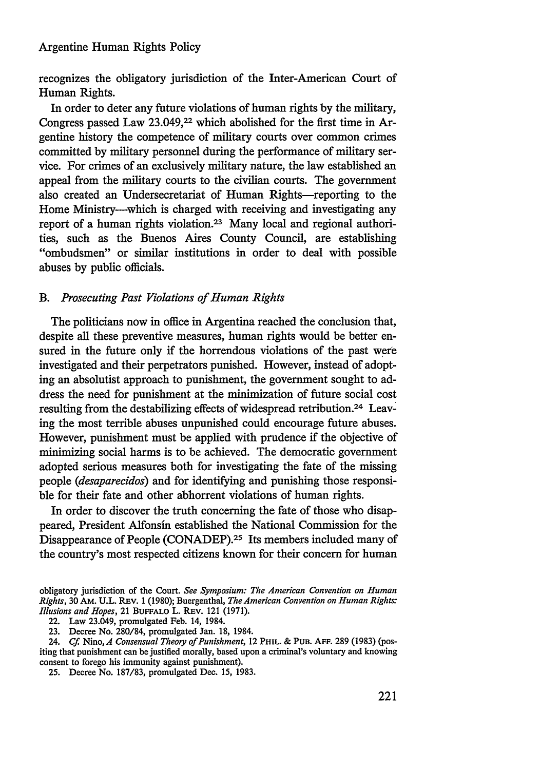recognizes the obligatory jurisdiction of the Inter-American Court of Human Rights.

In order to deter any future violations of human rights by the military, Congress passed Law 23.049,[22] which abolished for the first time in Argentine history the competence of military courts over common crimes committed by military personnel during the performance of military service. For crimes of an exclusively military nature, the law established an appeal from the military courts to the civilian courts. The government also created an Undersecretariat of Human Rights—reporting to the Home Ministry—which is charged with receiving and investigating any report of a human rights violation.[23] Many local and regional authorities, such as the Buenos Aires County Council, are establishing "ombudsmen" or similar institutions in order to deal with possible abuses by public officials.

### B. *Prosecuting Past Violations of Human Rights*

The politicians now in office in Argentina reached the conclusion that, despite all these preventive measures, human rights would be better ensured in the future only if the horrendous violations of the past were investigated and their perpetrators punished. However, instead of adopting an absolutist approach to punishment, the government sought to address the need for punishment at the minimization of future social cost resulting from the destabilizing effects of widespread retribution.[24] Leaving the most terrible abuses unpunished could encourage future abuses. However, punishment must be applied with prudence if the objective of minimizing social harms is to be achieved. The democratic government adopted serious measures both for investigating the fate of the missing people (*desaparecidos*) and for identifying and punishing those responsible for their fate and other abhorrent violations of human rights.

In order to discover the truth concerning the fate of those who disappeared, President Alfonsín established the National Commission for the Disappearance of People (CONADEP).[25] Its members included many of the country's most respected citizens known for their concern for human

---

obligatory jurisdiction of the Court. *See Symposium: The American Convention on Human Rights*, 30 AM. U.L. REV. 1 (1980); Buergenthal, *The American Convention on Human Rights: Illusions and Hopes*, 21 BUFFALO L. REV. 121 (1971).

22. Law 23.049, promulgated Feb. 14, 1984.

23. Decree No. 280/84, promulgated Jan. 18, 1984.

24. *Cf.* Nino, *A Consensual Theory of Punishment*, 12 PHIL. & PUB. AFF. 289 (1983) (positing that punishment can be justified morally, based upon a criminal's voluntary and knowing consent to forego his immunity against punishment).

25. Decree No. 187/83, promulgated Dec. 15, 1983.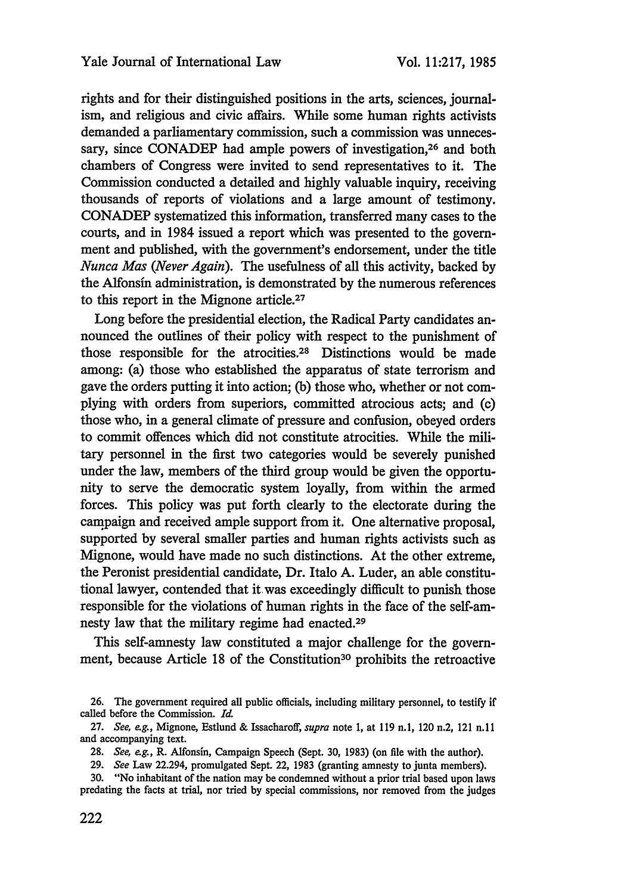rights and for their distinguished positions in the arts, sciences, journalism, and religious and civic affairs. While some human rights activists demanded a parliamentary commission, such a commission was unnecessary, since CONADEP had ample powers of investigation,[26] and both chambers of Congress were invited to send representatives to it. The Commission conducted a detailed and highly valuable inquiry, receiving thousands of reports of violations and a large amount of testimony. CONADEP systematized this information, transferred many cases to the courts, and in 1984 issued a report which was presented to the government and published, with the government's endorsement, under the title *Nunca Mas (Never Again)*. The usefulness of all this activity, backed by the Alfonsín administration, is demonstrated by the numerous references to this report in the Mignone article.[27]

Long before the presidential election, the Radical Party candidates announced the outlines of their policy with respect to the punishment of those responsible for the atrocities.[28] Distinctions would be made among: (a) those who established the apparatus of state terrorism and gave the orders putting it into action; (b) those who, whether or not complying with orders from superiors, committed atrocious acts; and (c) those who, in a general climate of pressure and confusion, obeyed orders to commit offences which did not constitute atrocities. While the military personnel in the first two categories would be severely punished under the law, members of the third group would be given the opportunity to serve the democratic system loyally, from within the armed forces. This policy was put forth clearly to the electorate during the campaign and received ample support from it. One alternative proposal, supported by several smaller parties and human rights activists such as Mignone, would have made no such distinctions. At the other extreme, the Peronist presidential candidate, Dr. Italo A. Luder, an able constitutional lawyer, contended that it was exceedingly difficult to punish those responsible for the violations of human rights in the face of the self-amnesty law that the military regime had enacted.[29]

This self-amnesty law constituted a major challenge for the government, because Article 18 of the Constitution[30] prohibits the retroactive

---

26. The government required all public officials, including military personnel, to testify if called before the Commission. *Id.*

27. *See, e.g.*, Mignone, Estlund & Issacharoff, *supra* note 1, at 119 n.1, 120 n.2, 121 n.11 and accompanying text.

28. *See, e.g.*, R. Alfonsín, Campaign Speech (Sept. 30, 1983) (on file with the author).

29. *See* Law 22.294, promulgated Sept. 22, 1983 (granting amnesty to junta members).

30. "No inhabitant of the nation may be condemned without a prior trial based upon laws predating the facts at trial, nor tried by special commissions, nor removed from the judges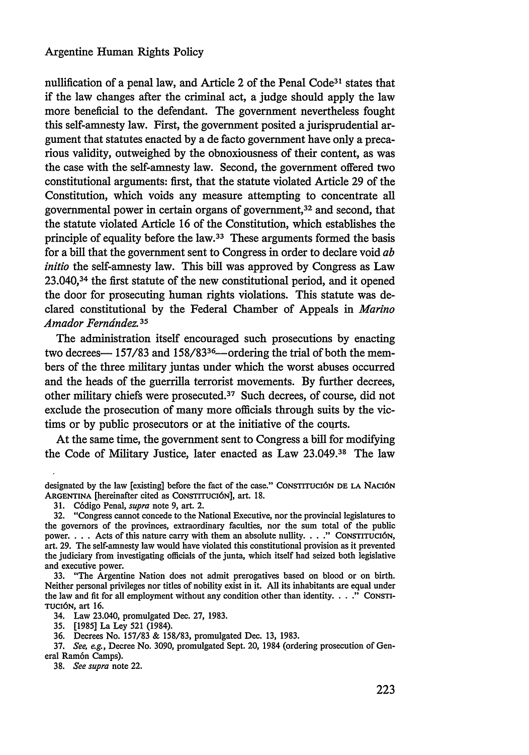nullification of a penal law, and Article 2 of the Penal Code[31] states that if the law changes after the criminal act, a judge should apply the law more beneficial to the defendant. The government nevertheless fought this self-amnesty law. First, the government posited a jurisprudential argument that statutes enacted by a de facto government have only a precarious validity, outweighed by the obnoxiousness of their content, as was the case with the self-amnesty law. Second, the government offered two constitutional arguments: first, that the statute violated Article 29 of the Constitution, which voids any measure attempting to concentrate all governmental power in certain organs of government,[32] and second, that the statute violated Article 16 of the Constitution, which establishes the principle of equality before the law.[33] These arguments formed the basis for a bill that the government sent to Congress in order to declare void *ab initio* the self-amnesty law. This bill was approved by Congress as Law 23.040,[34] the first statute of the new constitutional period, and it opened the door for prosecuting human rights violations. This statute was declared constitutional by the Federal Chamber of Appeals in *Marino Amador Fernández*.[35]

The administration itself encouraged such prosecutions by enacting two decrees— 157/83 and 158/83[36]—ordering the trial of both the members of the three military juntas under which the worst abuses occurred and the heads of the guerrilla terrorist movements. By further decrees, other military chiefs were prosecuted.[37] Such decrees, of course, did not exclude the prosecution of many more officials through suits by the victims or by public prosecutors or at the initiative of the courts.

At the same time, the government sent to Congress a bill for modifying the Code of Military Justice, later enacted as Law 23.049.[38] The law

---

designated by the law [existing] before the fact of the case." CONSTITUCIÓN DE LA NACIÓN ARGENTINA [hereinafter cited as CONSTITUCIÓN], art. 18.

31. Código Penal, *supra* note 9, art. 2.

32. "Congress cannot concede to the National Executive, nor the provincial legislatures to the governors of the provinces, extraordinary faculties, nor the sum total of the public power. . . . Acts of this nature carry with them an absolute nullity. . . ." CONSTITUCIÓN, art. 29. The self-amnesty law would have violated this constitutional provision as it prevented the judiciary from investigating officials of the junta, which itself had seized both legislative and executive power.

33. "The Argentine Nation does not admit prerogatives based on blood or on birth. Neither personal privileges nor titles of nobility exist in it. All its inhabitants are equal under the law and fit for all employment without any condition other than identity. . . ." CONSTITUCIÓN, art 16.

34. Law 23.040, promulgated Dec. 27, 1983.

35. [1985] La Ley 521 (1984).

36. Decrees No. 157/83 & 158/83, promulgated Dec. 13, 1983.

37. *See, e.g.*, Decree No. 3090, promulgated Sept. 20, 1984 (ordering prosecution of General Ramón Camps).

38. *See supra* note 22.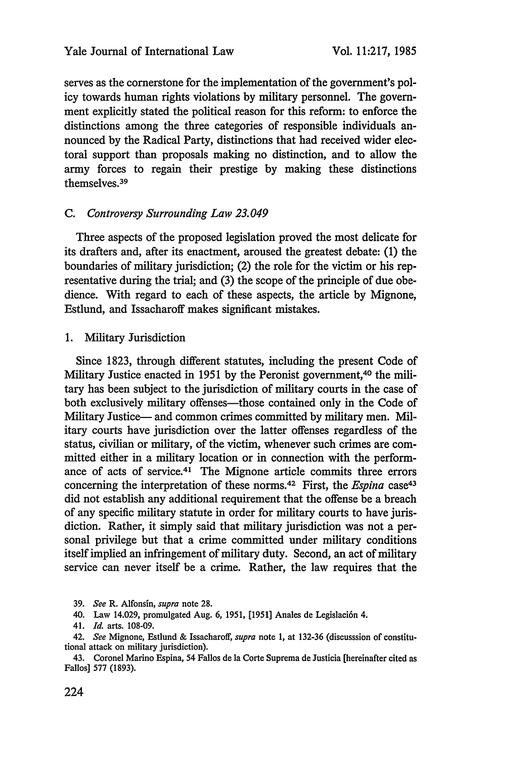serves as the cornerstone for the implementation of the government's policy towards human rights violations by military personnel. The government explicitly stated the political reason for this reform: to enforce the distinctions among the three categories of responsible individuals announced by the Radical Party, distinctions that had received wider electoral support than proposals making no distinction, and to allow the army forces to regain their prestige by making these distinctions themselves.[39]

### C. *Controversy Surrounding Law 23.049*

Three aspects of the proposed legislation proved the most delicate for its drafters and, after its enactment, aroused the greatest debate: (1) the boundaries of military jurisdiction; (2) the role for the victim or his representative during the trial; and (3) the scope of the principle of due obedience. With regard to each of these aspects, the article by Mignone, Estlund, and Issacharoff makes significant mistakes.

#### 1. Military Jurisdiction

Since 1823, through different statutes, including the present Code of Military Justice enacted in 1951 by the Peronist government,[40] the military has been subject to the jurisdiction of military courts in the case of both exclusively military offenses—those contained only in the Code of Military Justice— and common crimes committed by military men. Military courts have jurisdiction over the latter offenses regardless of the status, civilian or military, of the victim, whenever such crimes are committed either in a military location or in connection with the performance of acts of service.[41] The Mignone article commits three errors concerning the interpretation of these norms.[42] First, the *Espina* case[43] did not establish any additional requirement that the offense be a breach of any specific military statute in order for military courts to have jurisdiction. Rather, it simply said that military jurisdiction was not a personal privilege but that a crime committed under military conditions itself implied an infringement of military duty. Second, an act of military service can never itself be a crime. Rather, the law requires that the

---

39. *See* R. Alfonsín, *supra* note 28.

40. Law 14.029, promulgated Aug. 6, 1951, [1951] Anales de Legislación 4.

41. *Id.* arts. 108-09.

42. *See* Mignone, Estlund & Issacharoff, *supra* note 1, at 132-36 (discusssion of constitutional attack on military jurisdiction).

43. Coronel Marino Espina, 54 Fallos de la Corte Suprema de Justicia [hereinafter cited as Fallos] 577 (1893).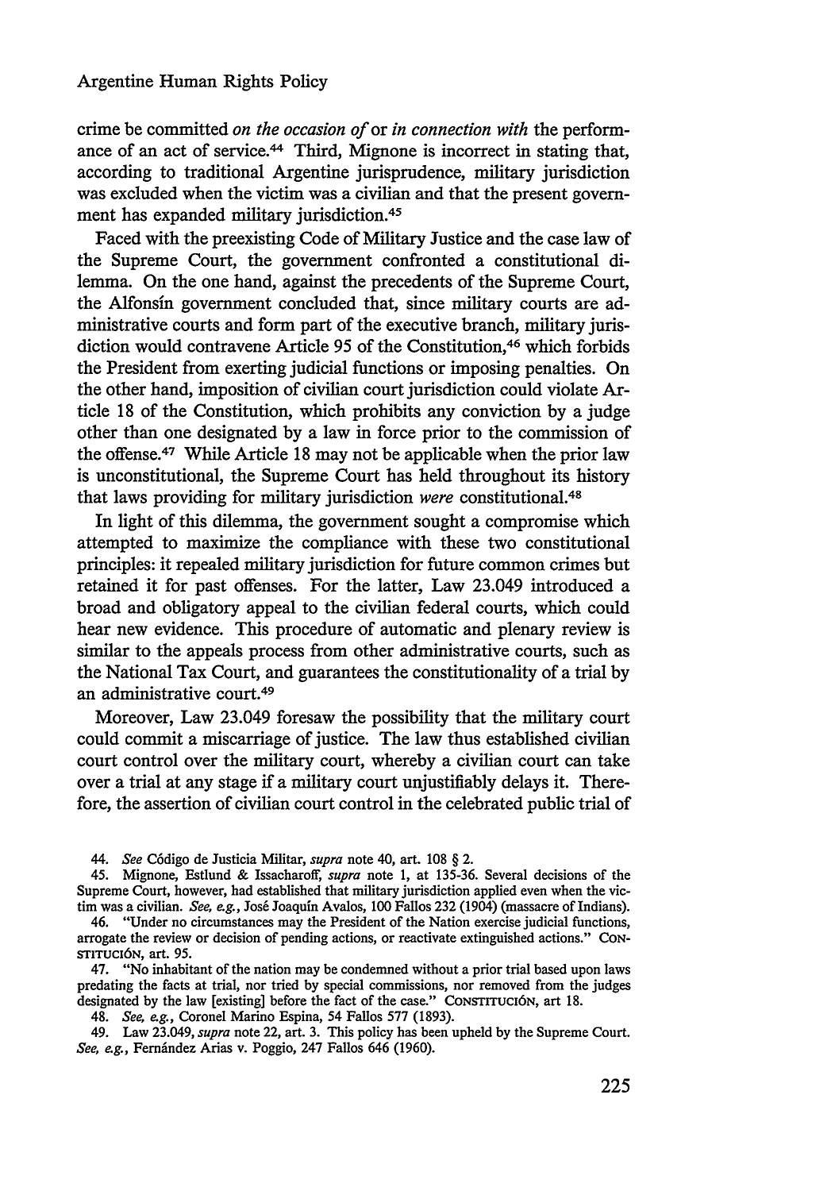crime be committed *on the occasion of* or *in connection with* the performance of an act of service.[44] Third, Mignone is incorrect in stating that, according to traditional Argentine jurisprudence, military jurisdiction was excluded when the victim was a civilian and that the present government has expanded military jurisdiction.[45]

Faced with the preexisting Code of Military Justice and the case law of the Supreme Court, the government confronted a constitutional dilemma. On the one hand, against the precedents of the Supreme Court, the Alfonsín government concluded that, since military courts are administrative courts and form part of the executive branch, military jurisdiction would contravene Article 95 of the Constitution,[46] which forbids the President from exerting judicial functions or imposing penalties. On the other hand, imposition of civilian court jurisdiction could violate Article 18 of the Constitution, which prohibits any conviction by a judge other than one designated by a law in force prior to the commission of the offense.[47] While Article 18 may not be applicable when the prior law is unconstitutional, the Supreme Court has held throughout its history that laws providing for military jurisdiction *were* constitutional.[48]

In light of this dilemma, the government sought a compromise which attempted to maximize the compliance with these two constitutional principles: it repealed military jurisdiction for future common crimes but retained it for past offenses. For the latter, Law 23.049 introduced a broad and obligatory appeal to the civilian federal courts, which could hear new evidence. This procedure of automatic and plenary review is similar to the appeals process from other administrative courts, such as the National Tax Court, and guarantees the constitutionality of a trial by an administrative court.[49]

Moreover, Law 23.049 foresaw the possibility that the military court could commit a miscarriage of justice. The law thus established civilian court control over the military court, whereby a civilian court can take over a trial at any stage if a military court unjustifiably delays it. Therefore, the assertion of civilian court control in the celebrated public trial of

---

44. *See* Código de Justicia Militar, *supra* note 40, art. 108 § 2.

45. Mignone, Estlund & Issacharoff, *supra* note 1, at 135-36. Several decisions of the Supreme Court, however, had established that military jurisdiction applied even when the victim was a civilian. *See, e.g.*, José Joaquín Avalos, 100 Fallos 232 (1904) (massacre of Indians).

46. "Under no circumstances may the President of the Nation exercise judicial functions, arrogate the review or decision of pending actions, or reactivate extinguished actions." CONSTITUCIÓN, art. 95.

47. "No inhabitant of the nation may be condemned without a prior trial based upon laws predating the facts at trial, nor tried by special commissions, nor removed from the judges designated by the law [existing] before the fact of the case." CONSTITUCIÓN, art 18.

48. *See, e.g.*, Coronel Marino Espina, 54 Fallos 577 (1893).

49. Law 23.049, *supra* note 22, art. 3. This policy has been upheld by the Supreme Court. *See, e.g.*, Fernández Arias v. Poggio, 247 Fallos 646 (1960).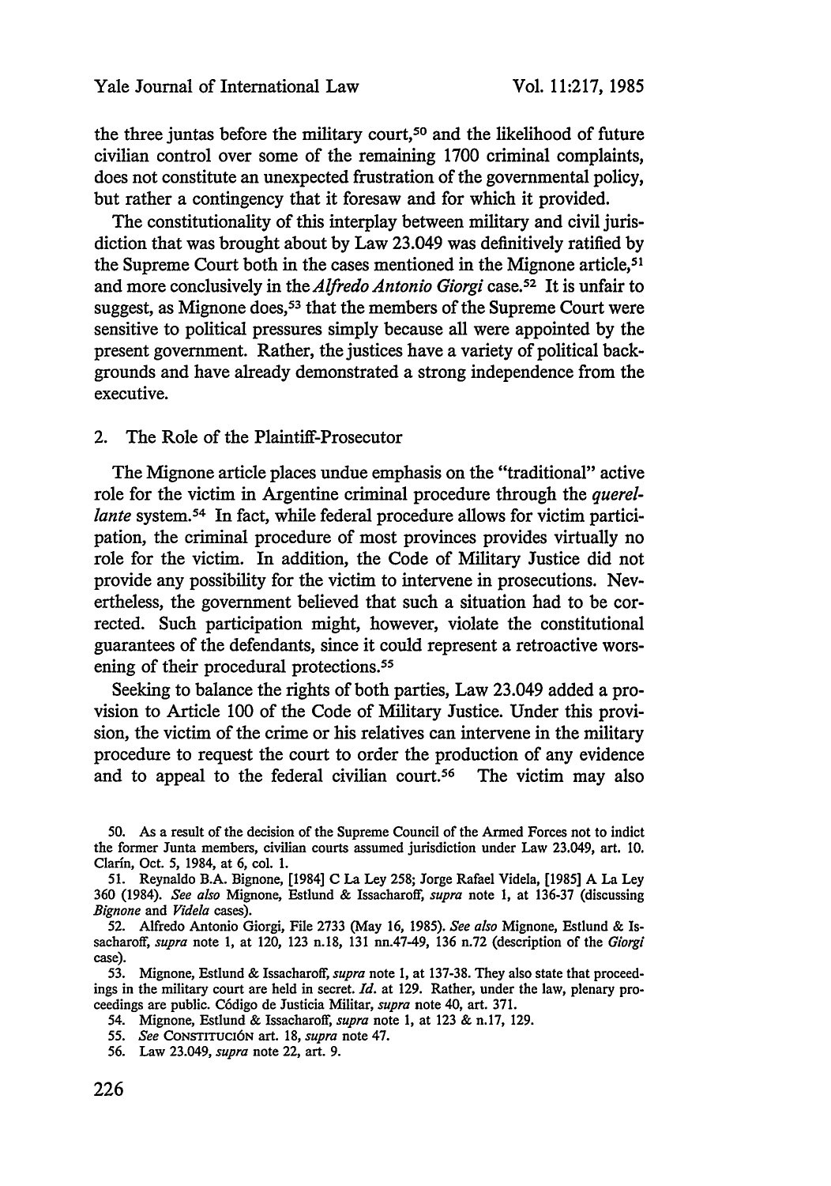the three juntas before the military court,[50] and the likelihood of future civilian control over some of the remaining 1700 criminal complaints, does not constitute an unexpected frustration of the governmental policy, but rather a contingency that it foresaw and for which it provided.

The constitutionality of this interplay between military and civil jurisdiction that was brought about by Law 23.049 was definitively ratified by the Supreme Court both in the cases mentioned in the Mignone article,[51] and more conclusively in the *Alfredo Antonio Giorgi* case.[52] It is unfair to suggest, as Mignone does,[53] that the members of the Supreme Court were sensitive to political pressures simply because all were appointed by the present government. Rather, the justices have a variety of political backgrounds and have already demonstrated a strong independence from the executive.

### 2. The Role of the Plaintiff-Prosecutor

The Mignone article places undue emphasis on the "traditional" active role for the victim in Argentine criminal procedure through the *querellante* system.[54] In fact, while federal procedure allows for victim participation, the criminal procedure of most provinces provides virtually no role for the victim. In addition, the Code of Military Justice did not provide any possibility for the victim to intervene in prosecutions. Nevertheless, the government believed that such a situation had to be corrected. Such participation might, however, violate the constitutional guarantees of the defendants, since it could represent a retroactive worsening of their procedural protections.[55]

Seeking to balance the rights of both parties, Law 23.049 added a provision to Article 100 of the Code of Military Justice. Under this provision, the victim of the crime or his relatives can intervene in the military procedure to request the court to order the production of any evidence and to appeal to the federal civilian court.[56] The victim may also

---

50. As a result of the decision of the Supreme Council of the Armed Forces not to indict the former Junta members, civilian courts assumed jurisdiction under Law 23.049, art. 10. Clarín, Oct. 5, 1984, at 6, col. 1.

51. Reynaldo B.A. Bignone, [1984] C La Ley 258; Jorge Rafael Videla, [1985] A La Ley 360 (1984). *See also* Mignone, Estlund & Issacharoff, *supra* note 1, at 136-37 (discussing *Bignone* and *Videla* cases).

52. Alfredo Antonio Giorgi, File 2733 (May 16, 1985). *See also* Mignone, Estlund & Issacharoff, *supra* note 1, at 120, 123 n.18, 131 nn.47-49, 136 n.72 (description of the *Giorgi* case).

53. Mignone, Estlund & Issacharoff, *supra* note 1, at 137-38. They also state that proceedings in the military court are held in secret. *Id.* at 129. Rather, under the law, plenary proceedings are public. Código de Justicia Militar, *supra* note 40, art. 371.

54. Mignone, Estlund & Issacharoff, *supra* note 1, at 123 & n.17, 129.

55. *See* CONSTITUCIÓN art. 18, *supra* note 47.

56. Law 23.049, *supra* note 22, art. 9.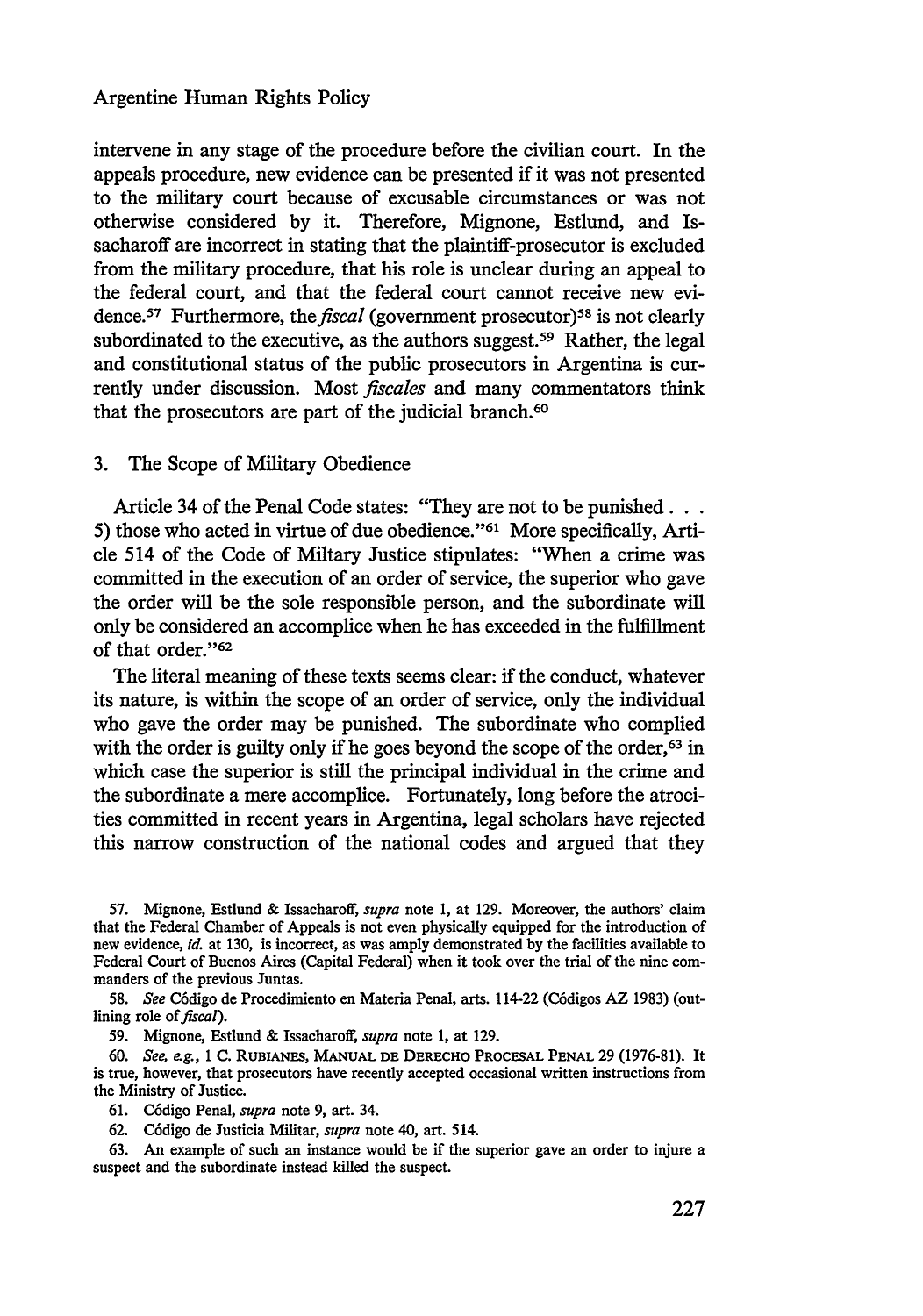intervene in any stage of the procedure before the civilian court. In the appeals procedure, new evidence can be presented if it was not presented to the military court because of excusable circumstances or was not otherwise considered by it. Therefore, Mignone, Estlund, and Issacharoff are incorrect in stating that the plaintiff-prosecutor is excluded from the military procedure, that his role is unclear during an appeal to the federal court, and that the federal court cannot receive new evidence.[57] Furthermore, the *fiscal* (government prosecutor)[58] is not clearly subordinated to the executive, as the authors suggest.[59] Rather, the legal and constitutional status of the public prosecutors in Argentina is currently under discussion. Most *fiscales* and many commentators think that the prosecutors are part of the judicial branch.[60]

### 3. The Scope of Military Obedience

Article 34 of the Penal Code states: "They are not to be punished . . . 5) those who acted in virtue of due obedience."[61] More specifically, Article 514 of the Code of Military Justice stipulates: "When a crime was committed in the execution of an order of service, the superior who gave the order will be the sole responsible person, and the subordinate will only be considered an accomplice when he has exceeded in the fulfillment of that order."[62]

The literal meaning of these texts seems clear: if the conduct, whatever its nature, is within the scope of an order of service, only the individual who gave the order may be punished. The subordinate who complied with the order is guilty only if he goes beyond the scope of the order,[63] in which case the superior is still the principal individual in the crime and the subordinate a mere accomplice. Fortunately, long before the atrocities committed in recent years in Argentina, legal scholars have rejected this narrow construction of the national codes and argued that they

---

57. Mignone, Estlund & Issacharoff, *supra* note 1, at 129. Moreover, the authors' claim that the Federal Chamber of Appeals is not even physically equipped for the introduction of new evidence, *id.* at 130, is incorrect, as was amply demonstrated by the facilities available to Federal Court of Buenos Aires (Capital Federal) when it took over the trial of the nine commanders of the previous Juntas.

58. *See* Código de Procedimiento en Materia Penal, arts. 114-22 (Códigos AZ 1983) (outlining role of *fiscal*).

59. Mignone, Estlund & Issacharoff, *supra* note 1, at 129.

60. *See, e.g.*, 1 C. Rubianes, Manual de Derecho Procesal Penal 29 (1976-81). It is true, however, that prosecutors have recently accepted occasional written instructions from the Ministry of Justice.

61. Código Penal, *supra* note 9, art. 34.

62. Código de Justicia Militar, *supra* note 40, art. 514.

63. An example of such an instance would be if the superior gave an order to injure a suspect and the subordinate instead killed the suspect.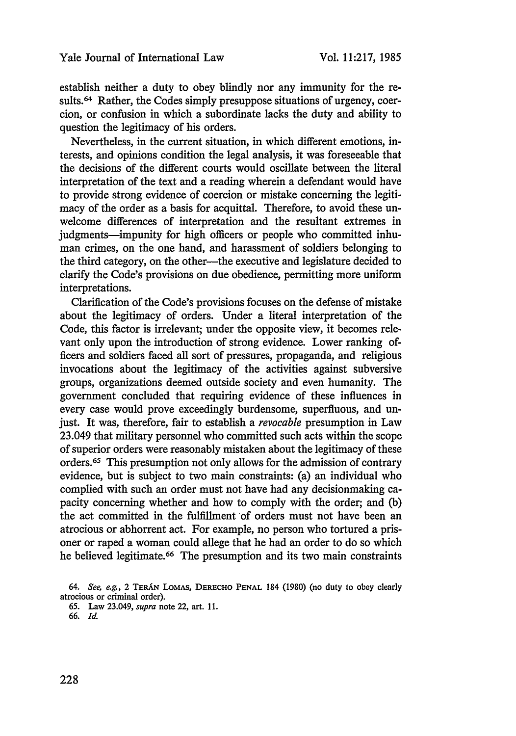establish neither a duty to obey blindly nor any immunity for the results.[64] Rather, the Codes simply presuppose situations of urgency, coercion, or confusion in which a subordinate lacks the duty and ability to question the legitimacy of his orders.

Nevertheless, in the current situation, in which different emotions, interests, and opinions condition the legal analysis, it was foreseeable that the decisions of the different courts would oscillate between the literal interpretation of the text and a reading wherein a defendant would have to provide strong evidence of coercion or mistake concerning the legitimacy of the order as a basis for acquittal. Therefore, to avoid these unwelcome differences of interpretation and the resultant extremes in judgments—impunity for high officers or people who committed inhuman crimes, on the one hand, and harassment of soldiers belonging to the third category, on the other—the executive and legislature decided to clarify the Code's provisions on due obedience, permitting more uniform interpretations.

Clarification of the Code's provisions focuses on the defense of mistake about the legitimacy of orders. Under a literal interpretation of the Code, this factor is irrelevant; under the opposite view, it becomes relevant only upon the introduction of strong evidence. Lower ranking officers and soldiers faced all sort of pressures, propaganda, and religious invocations about the legitimacy of the activities against subversive groups, organizations deemed outside society and even humanity. The government concluded that requiring evidence of these influences in every case would prove exceedingly burdensome, superfluous, and unjust. It was, therefore, fair to establish a *revocable* presumption in Law 23.049 that military personnel who committed such acts within the scope of superior orders were reasonably mistaken about the legitimacy of these orders.[65] This presumption not only allows for the admission of contrary evidence, but is subject to two main constraints: (a) an individual who complied with such an order must not have had any decisionmaking capacity concerning whether and how to comply with the order; and (b) the act committed in the fulfillment of orders must not have been an atrocious or abhorrent act. For example, no person who tortured a prisoner or raped a woman could allege that he had an order to do so which he believed legitimate.[66] The presumption and its two main constraints

---

64. *See, e.g.*, 2 TERÁN LOMAS, DERECHO PENAL 184 (1980) (no duty to obey clearly atrocious or criminal order).

65. Law 23.049, *supra* note 22, art. 11.

66. *Id.*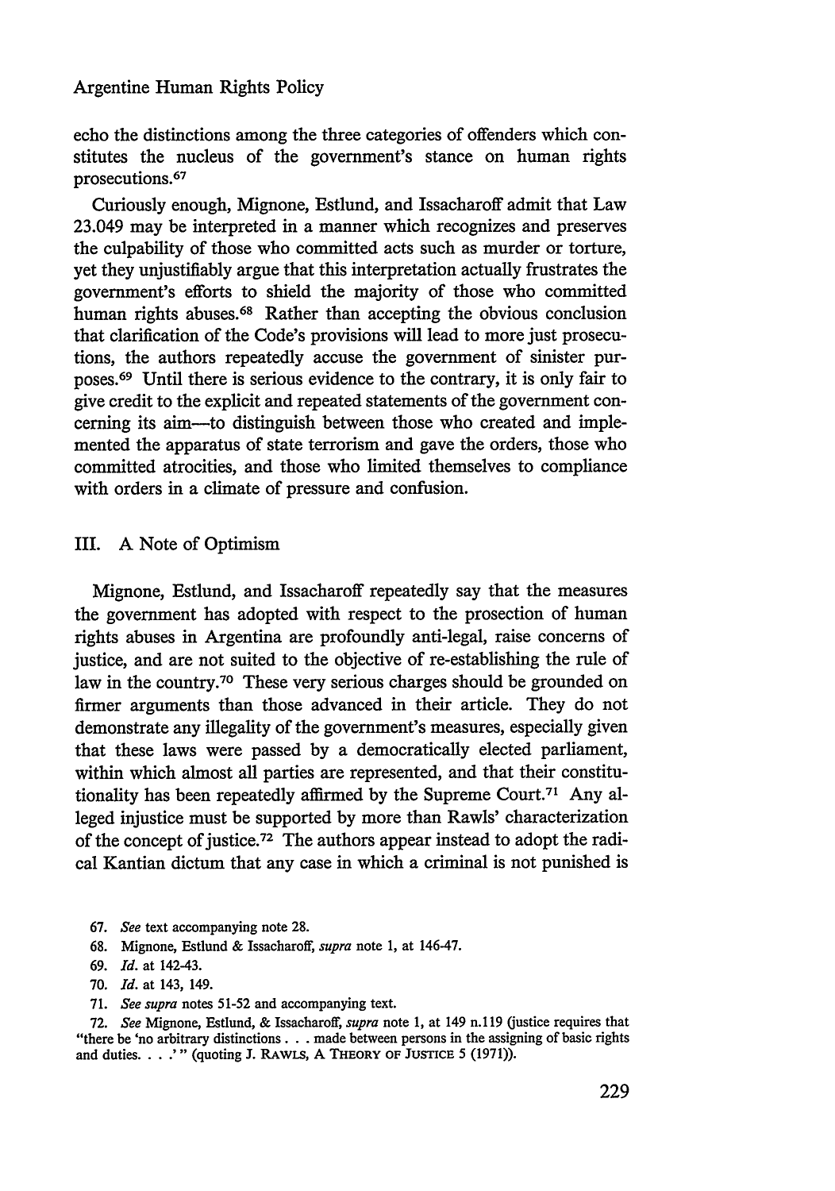echo the distinctions among the three categories of offenders which constitutes the nucleus of the government's stance on human rights prosecutions.[67]

Curiously enough, Mignone, Estlund, and Issacharoff admit that Law 23.049 may be interpreted in a manner which recognizes and preserves the culpability of those who committed acts such as murder or torture, yet they unjustifiably argue that this interpretation actually frustrates the government's efforts to shield the majority of those who committed human rights abuses.[68] Rather than accepting the obvious conclusion that clarification of the Code's provisions will lead to more just prosecutions, the authors repeatedly accuse the government of sinister purposes.[69] Until there is serious evidence to the contrary, it is only fair to give credit to the explicit and repeated statements of the government concerning its aim—to distinguish between those who created and implemented the apparatus of state terrorism and gave the orders, those who committed atrocities, and those who limited themselves to compliance with orders in a climate of pressure and confusion.

## III. A Note of Optimism

Mignone, Estlund, and Issacharoff repeatedly say that the measures the government has adopted with respect to the prosection of human rights abuses in Argentina are profoundly anti-legal, raise concerns of justice, and are not suited to the objective of re-establishing the rule of law in the country.[70] These very serious charges should be grounded on firmer arguments than those advanced in their article. They do not demonstrate any illegality of the government's measures, especially given that these laws were passed by a democratically elected parliament, within which almost all parties are represented, and that their constitutionality has been repeatedly affirmed by the Supreme Court.[71] Any alleged injustice must be supported by more than Rawls' characterization of the concept of justice.[72] The authors appear instead to adopt the radical Kantian dictum that any case in which a criminal is not punished is

67. *See* text accompanying note 28.

68. Mignone, Estlund & Issacharoff, *supra* note 1, at 146-47.

69. *Id.* at 142-43.

70. *Id.* at 143, 149.

71. *See supra* notes 51-52 and accompanying text.

72. *See* Mignone, Estlund, & Issacharoff, *supra* note 1, at 149 n.119 (justice requires that "there be 'no arbitrary distinctions . . . made between persons in the assigning of basic rights and duties. . . .'" (quoting J. RAWLS, A THEORY OF JUSTICE 5 (1971)).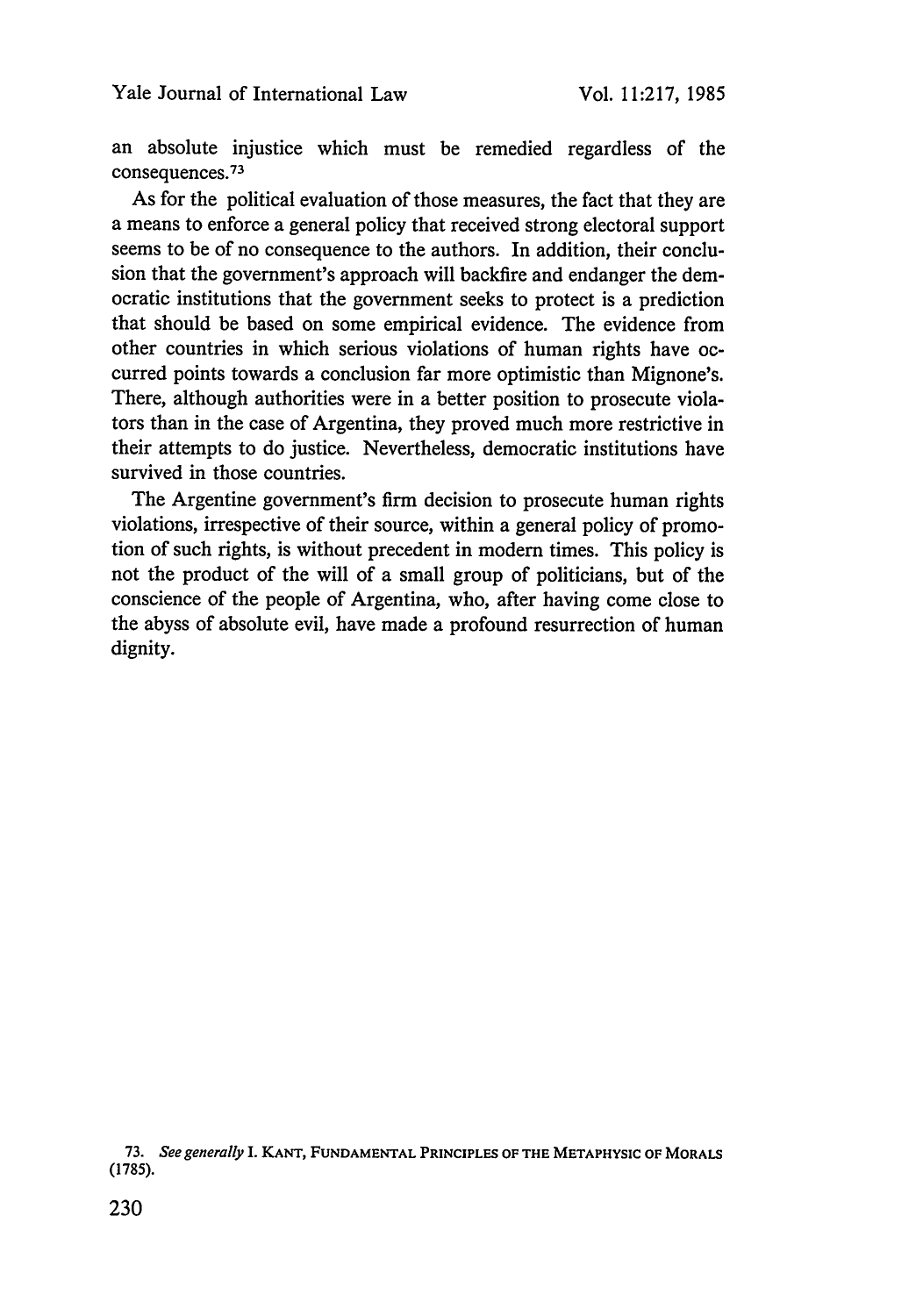an absolute injustice which must be remedied regardless of the consequences.[73]

As for the political evaluation of those measures, the fact that they are a means to enforce a general policy that received strong electoral support seems to be of no consequence to the authors. In addition, their conclusion that the government's approach will backfire and endanger the democratic institutions that the government seeks to protect is a prediction that should be based on some empirical evidence. The evidence from other countries in which serious violations of human rights have occurred points towards a conclusion far more optimistic than Mignone's. There, although authorities were in a better position to prosecute violators than in the case of Argentina, they proved much more restrictive in their attempts to do justice. Nevertheless, democratic institutions have survived in those countries.

The Argentine government's firm decision to prosecute human rights violations, irrespective of their source, within a general policy of promotion of such rights, is without precedent in modern times. This policy is not the product of the will of a small group of politicians, but of the conscience of the people of Argentina, who, after having come close to the abyss of absolute evil, have made a profound resurrection of human dignity.

73. *See generally* I. KANT, FUNDAMENTAL PRINCIPLES OF THE METAPHYSIC OF MORALS (1785).